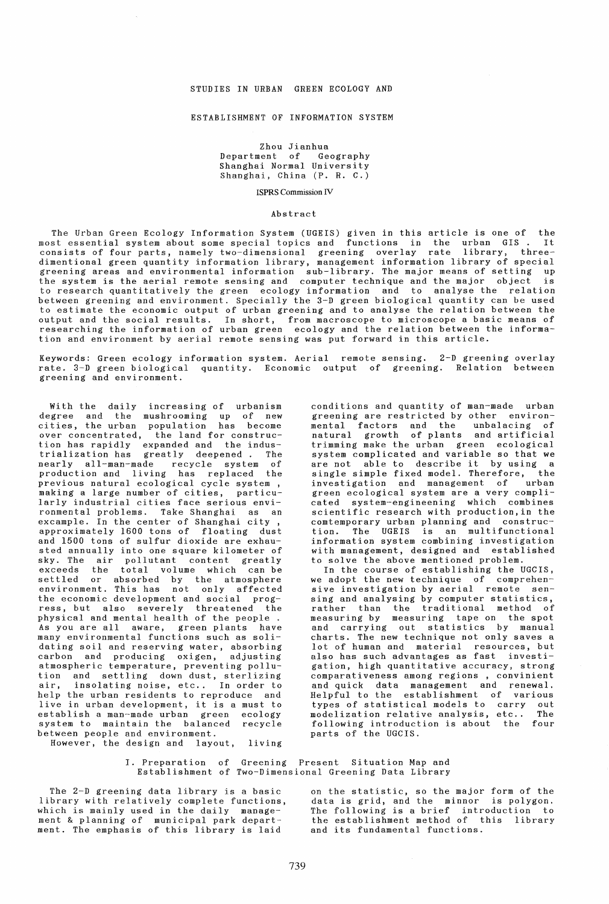# STUDIES IN URBAN GREEN ECOLOGY AND ESTABLISHMENT OF INFORMATION SYSTEM

Zhou Jianhua
Department of Geography
Shanghai Normal University
Shanghai, China (P. R. C.)

ISPRS Commission IV

## Abstract

The Urban Green Ecology Information System (UGEIS) given in this article is one of the most essential system about some special topics and functions in the urban GIS. It consists of four parts, namely two-dimensional greening overlay rate library, three-dimentional green quantity information library, management information library of special greening areas and environmental information sub-library. The major means of setting up the system is the aerial remote sensing and computer technique and the major object is to research quantitatively the green ecology information and to analyse the relation between greening and environment. Specially the 3-D green biological quantity can be used to estimate the economic output of urban greening and to analyse the relation between the output and the social results. In short, from macroscope to microscope a basic means of researching the information of urban green ecology and the relation between the information and environment by aerial remote sensing was put forward in this article.

Keywords: Green ecology information system. Aerial remote sensing. 2-D greening overlay rate. 3-D green biological quantity. Economic output of greening. Relation between greening and environment.

With the daily increasing of urbanism degree and the mushrooming up of new cities, the urban population has become over concentrated, the land for construction has rapidly expanded and the industrialization has greatly deepened. The nearly all-man-made recycle system of production and living has replaced the previous natural ecological cycle system, making a large number of cities, particularly industrial cities face serious environmental problems. Take Shanghai as an excample. In the center of Shanghai city, approximately 1600 tons of floating dust and 1500 tons of sulfur dioxide are exhausted annually into one square kilometer of sky. The air pollutant content greatly exceeds the total volume which can be settled or absorbed by the atmosphere environment. This has not only affected the economic development and social progress, but also severely threatened the physical and mental health of the people. As you are all aware, green plants have many environmental functions such as solidating soil and reserving water, absorbing carbon and producing oxigen, adjusting atmospheric temperature, preventing pollution and settling down dust, sterlizing air, insolating noise, etc.. In order to help the urban residents to reproduce and live in urban development, it is a must to establish a man-made urban green ecology system to maintain the balanced recycle between people and environment.

However, the design and layout, living conditions and quantity of man-made urban greening are restricted by other environmental factors and the unbalacing of natural growth of plants and artificial trimming make the urban green ecological system complicated and variable so that we are not able to describe it by using a single simple fixed model. Therefore, the investigation and management of urban green ecological system are a very complicated system-engineening which combines scientific research with production, in the comtemporary urban planning and construction. The UGEIS is an multifunctional information system combining investigation with management, designed and established to solve the above mentioned problem.

In the course of establishing the UGCIS, we adopt the new technique of comprehensive investigation by aerial remote sensing and analysing by computer statistics, rather than the traditional method of measuring by measuring tape on the spot and carrying out statistics by manual charts. The new technique not only saves a lot of human and material resources, but also has such advantages as fast investigation, high quantitative accuracy, strong comparativeness among regions, convinient and quick data management and renewal. Helpful to the establishment of various types of statistical models to carry out modelization relative analysis, etc.. The following introduction is about the four parts of the UGCIS.

## I. Preparation of Greening Present Situation Map and Establishment of Two-Dimensional Greening Data Library

The 2-D greening data library is a basic library with relatively complete functions, which is mainly used in the daily management & planning of municipal park department. The emphasis of this library is laid on the statistic, so the major form of the data is grid, and the minnor is polygon. The following is a brief introduction to the establishment method of this library and its fundamental functions.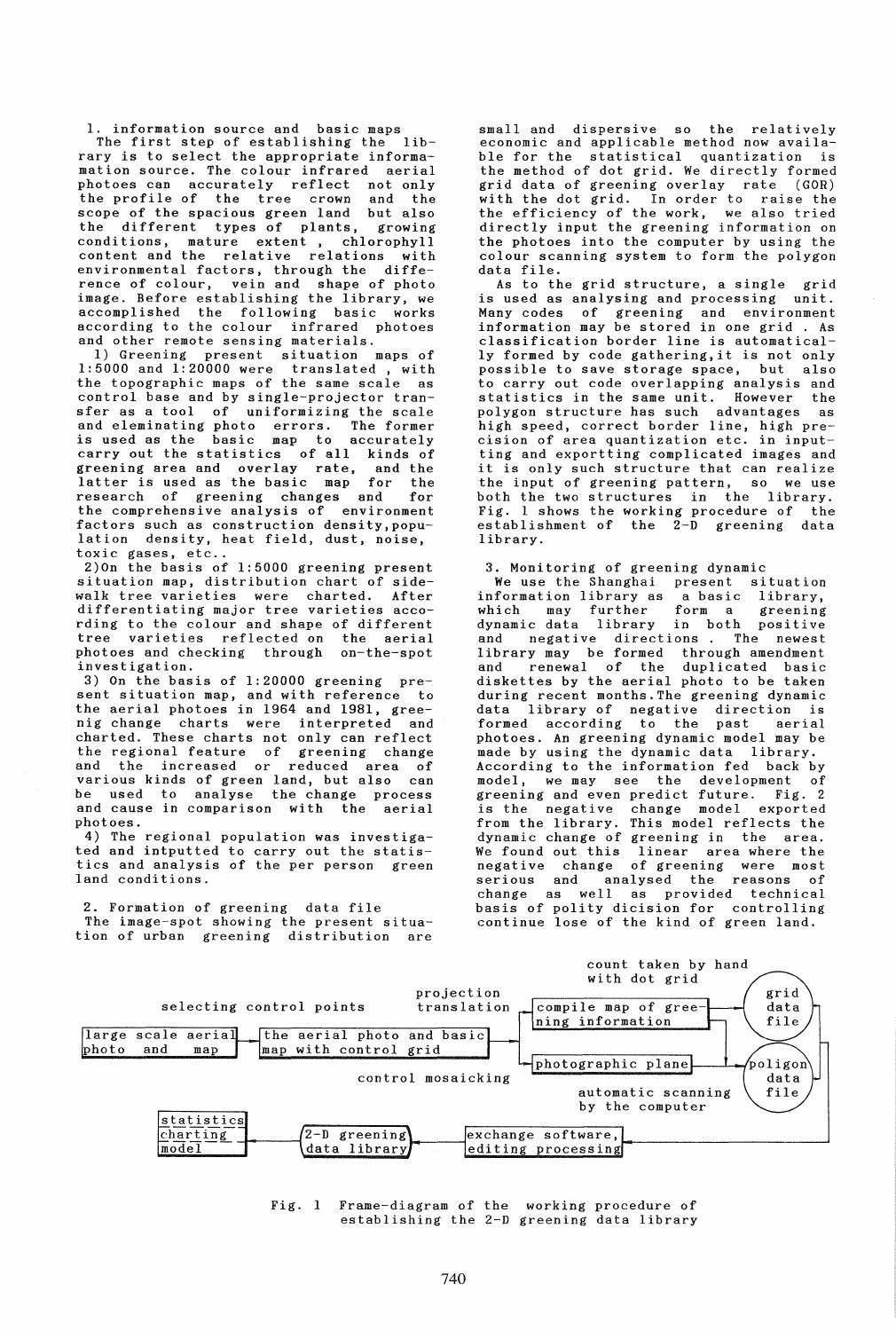1. information source and basic maps

The first step of establishing the library is to select the appropriate information source. The colour infrared aerial photoes can accurately reflect not only the profile of the tree crown and the scope of the spacious green land but also the different types of plants, growing conditions, mature extent , chlorophyll content and the relative relations with environmental factors, through the difference of colour, vein and shape of photo image. Before establishing the library, we accomplished the following basic works according to the colour infrared photoes and other remote sensing materials.

1) Greening present situation maps of 1:5000 and 1:20000 were translated , with the topographic maps of the same scale as control base and by single-projector transfer as a tool of uniformizing the scale and eleminating photo errors. The former is used as the basic map to accurately carry out the statistics of all kinds of greening area and overlay rate, and the latter is used as the basic map for the research of greening changes and for the comprehensive analysis of environment factors such as construction density,population density, heat field, dust, noise, toxic gases, etc..

2)On the basis of 1:5000 greening present situation map, distribution chart of sidewalk tree varieties were charted. After differentiating major tree varieties according to the colour and shape of different tree varieties reflected on the aerial photoes and checking through on-the-spot investigation.

3) On the basis of 1:20000 greening present situation map, and with reference to the aerial photoes in 1964 and 1981, greenig change charts were interpreted and charted. These charts not only can reflect the regional feature of greening change and the increased or reduced area of various kinds of green land, but also can be used to analyse the change process and cause in comparison with the aerial photoes.

4) The regional population was investigated and intputted to carry out the statistics and analysis of the per person green land conditions.

2. Formation of greening data file

The image-spot showing the present situation of urban greening distribution are small and dispersive so the relatively economic and applicable method now available for the statistical quantization is the method of dot grid. We directly formed grid data of greening overlay rate (GOR) with the dot grid. In order to raise the the efficiency of the work, we also tried directly input the greening information on the photoes into the computer by using the colour scanning system to form the polygon data file.

As to the grid structure, a single grid is used as analysing and processing unit. Many codes of greening and environment information may be stored in one grid . As classification border line is automatically formed by code gathering,it is not only possible to save storage space, but also to carry out code overlapping analysis and statistics in the same unit. However the polygon structure has such advantages as high speed, correct border line, high precision of area quantization etc. in inputting and exportting complicated images and it is only such structure that can realize the input of greening pattern, so we use both the two structures in the library. Fig. 1 shows the working procedure of the establishment of the 2-D greening data library.

3. Monitoring of greening dynamic

We use the Shanghai present situation information library as a basic library, which may further form a greening dynamic data library in both positive and negative directions . The newest library may be formed through amendment and renewal of the duplicated basic diskettes by the aerial photo to be taken during recent months.The greening dynamic data library of negative direction is formed according to the past aerial photoes. An greening dynamic model may be made by using the dynamic data library. According to the information fed back by model, we may see the development of greening and even predict future. Fig. 2 is the negative change model exported from the library. This model reflects the dynamic change of greening in the area. We found out this linear area where the negative change of greening were most serious and analysed the reasons of change as well as provided technical basis of polity dicision for controlling continue lose of the kind of green land.

```
                                                         count taken by hand
                                                         with dot grid
                                          projection                              grid
         selecting control points         translation  [compile map of gree-]---  data
                                                       [ning information     ]    file
[large scale aerial]--[the aerial photo and basic]--+
[photo and map     ]  [map with control grid     ]  +--[photographic plane]-----> poligon
                                                                                  data
                           control mosaicking                                     file
                                                        automatic scanning
                                                        by the computer
[statistics]
[charting  ]<------- (2-D greening )<-------- [exchange software,  ]<-----------
[model     ]         (data library )          [editing processing  ]
```

Fig. 1 Frame-diagram of the working procedure of establishing the 2-D greening data library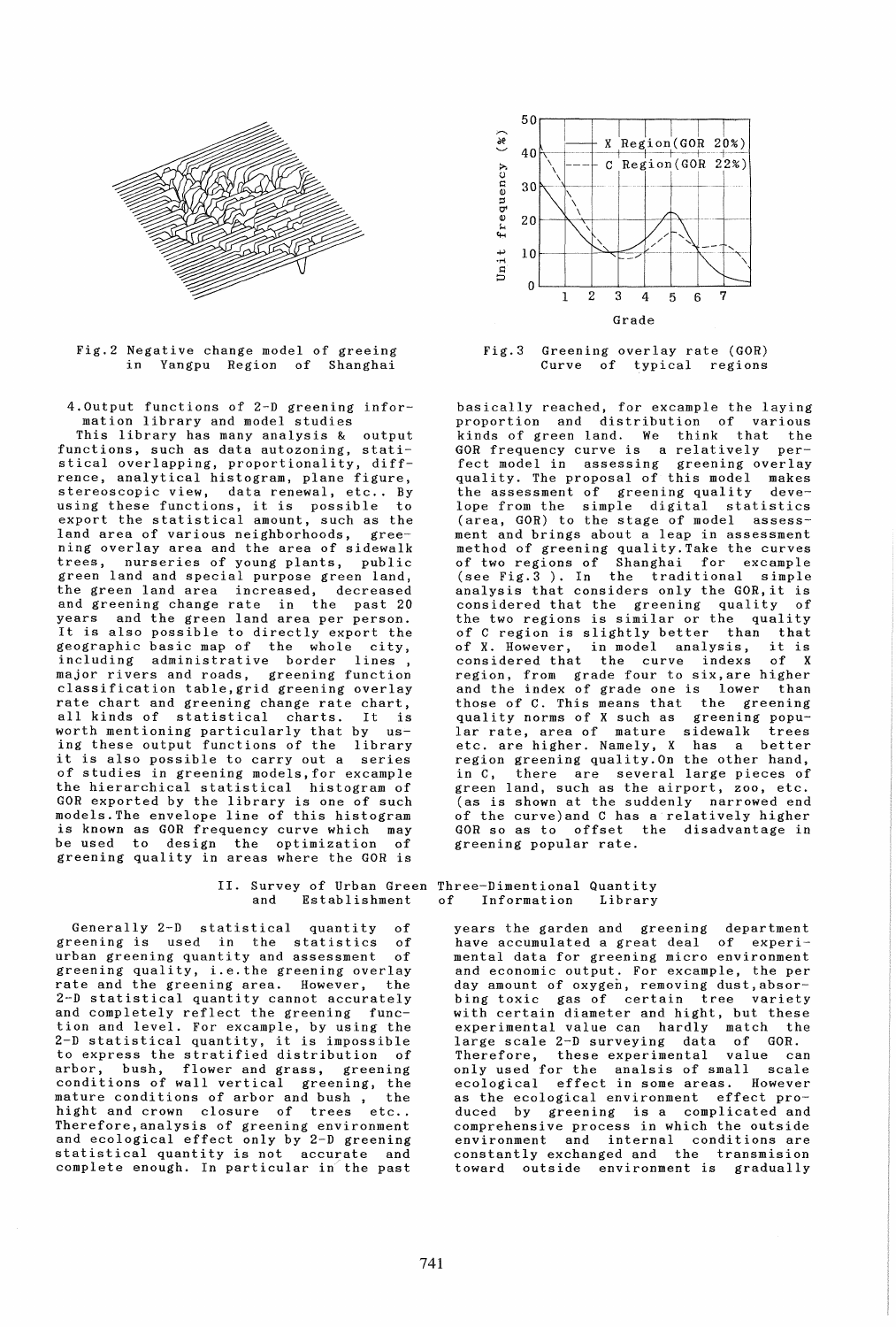Fig.2 Negative change model of greeing in Yangpu Region of Shanghai

Fig.3 Greening overlay rate (GOR) Curve of typical regions

4.Output functions of 2-D greening information library and model studies

This library has many analysis & output functions, such as data autozoning, statistical overlapping, proportionality, diffrence, analytical histogram, plane figure, stereoscopic view, data renewal, etc.. By using these functions, it is possible to export the statistical amount, such as the land area of various neighborhoods, greening overlay area and the area of sidewalk trees, nurseries of young plants, public green land and special purpose green land, the green land area increased, decreased and greening change rate in the past 20 years and the green land area per person. It is also possible to directly export the geographic basic map of the whole city, including administrative border lines, major rivers and roads, greening function classification table, grid greening overlay rate chart and greening change rate chart, all kinds of statistical charts. It is worth mentioning particularly that by using these output functions of the library it is also possible to carry out a series of studies in greening models, for excample the hierarchical statistical histogram of GOR exported by the library is one of such models. The envelope line of this histogram is known as GOR frequency curve which may be used to design the optimization of greening quality in areas where the GOR is basically reached, for excample the laying proportion and distribution of various kinds of green land. We think that the GOR frequency curve is a relatively perfect model in assessing greening overlay quality. The proposal of this model makes the assessment of greening quality develope from the simple digital statistics (area, GOR) to the stage of model assessment and brings about a leap in assessment method of greening quality. Take the curves of two regions of Shanghai for excample (see Fig.3 ). In the traditional simple analysis that considers only the GOR, it is considered that the greening quality of the two regions is similar or the quality of C region is slightly better than that of X. However, in model analysis, it is considered that the curve indexs of X region, from grade four to six, are higher and the index of grade one is lower than those of C. This means that the greening quality norms of X such as greening popular rate, area of mature sidewalk trees etc. are higher. Namely, X has a better region greening quality. On the other hand, in C, there are several large pieces of green land, such as the airport, zoo, etc. (as is shown at the suddenly narrowed end of the curve) and C has a relatively higher GOR so as to offset the disadvantage in greening popular rate.

## II. Survey of Urban Green Three-Dimentional Quantity and Establishment of Information Library

Generally 2-D statistical quantity of greening is used in the statistics of urban greening quantity and assessment of greening quality, i.e. the greening overlay rate and the greening area. However, the 2-D statistical quantity cannot accurately and completely reflect the greening function and level. For excample, by using the 2-D statistical quantity, it is impossible to express the stratified distribution of arbor, bush, flower and grass, greening conditions of wall vertical greening, the mature conditions of arbor and bush, the hight and crown closure of trees etc.. Therefore, analysis of greening environment and ecological effect only by 2-D greening statistical quantity is not accurate and complete enough. In particular in the past years the garden and greening department have accumulated a great deal of experimental data for greening micro environment and economic output. For excample, the per day amount of oxygen, removing dust, absorbing toxic gas of certain tree variety with certain diameter and hight, but these experimental value can hardly match the large scale 2-D surveying data of GOR. Therefore, these experimental value can only used for the analsis of small scale ecological effect in some areas. However as the ecological environment effect produced by greening is a complicated and comprehensive process in which the outside environment and internal conditions are constantly exchanged and the transmision toward outside environment is gradually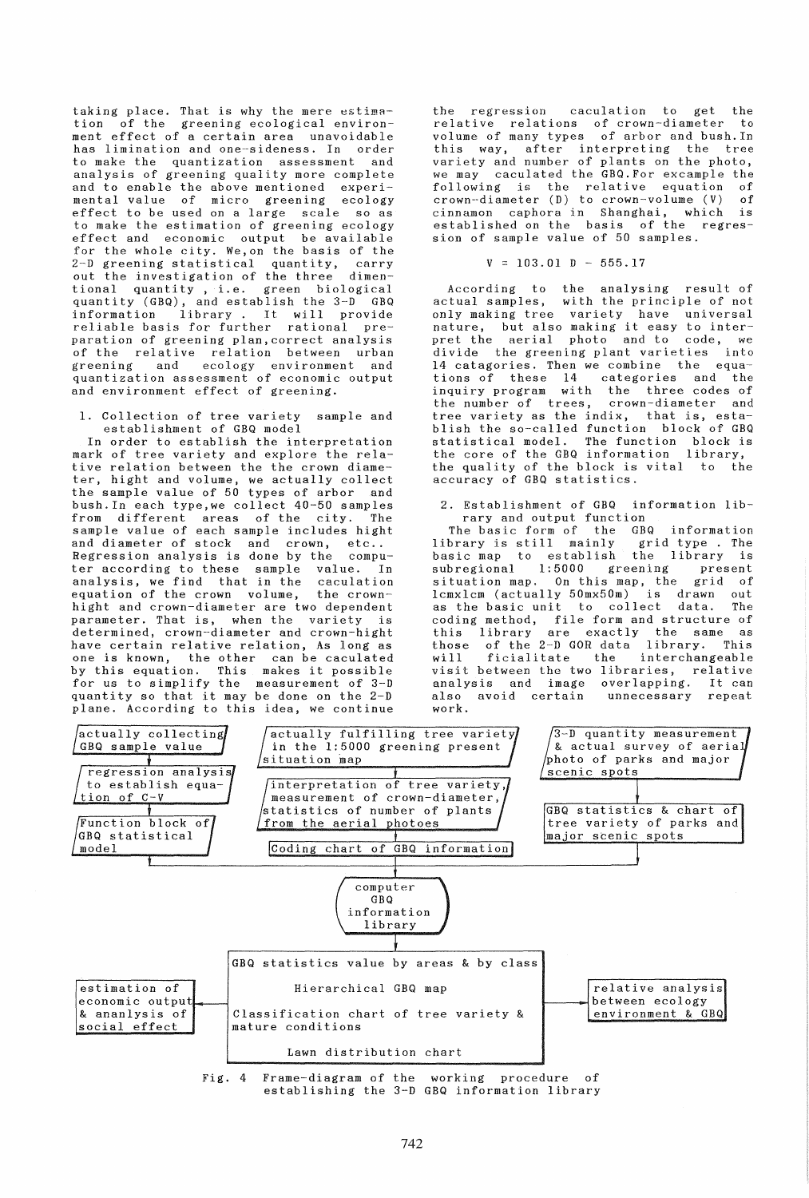taking place. That is why the mere estimation of the greening ecological environment effect of a certain area unavoidable has limination and one-sideness. In order to make the quantization assessment and analysis of greening quality more complete and to enable the above mentioned experimental value of micro greening ecology effect to be used on a large scale so as to make the estimation of greening ecology effect and economic output be available for the whole city. We,on the basis of the 2-D greening statistical quantity, carry out the investigation of the three dimentional quantity , i.e. green biological quantity (GBQ), and establish the 3-D GBQ information library . It will provide reliable basis for further rational preparation of greening plan,correct analysis of the relative relation between urban greening and ecology environment and quantization assessment of economic output and environment effect of greening.

## 1. Collection of tree variety sample and establishment of GBQ model

In order to establish the interpretation mark of tree variety and explore the relative relation between the crown diameter, hight and volume, we actually collect the sample value of 50 types of arbor and bush.In each type,we collect 40-50 samples from different areas of the city. The sample value of each sample includes hight and diameter of stock and crown, etc.. Regression analysis is done by the computer according to these sample value. In analysis, we find that in the caculation equation of the crown volume, the crown-hight and crown-diameter are two dependent parameter. That is, when the variety is determined, crown-diameter and crown-hight have certain relative relation, As long as one is known, the other can be caculated by this equation. This makes it possible for us to simplify the measurement of 3-D quantity so that it may be done on the 2-D plane. According to this idea, we continue the regression caculation to get the relative relations of crown-diameter to volume of many types of arbor and bush.In this way, after interpreting the tree variety and number of plants on the photo, we may caculated the GBQ.For excample the following is the relative equation of crown-diameter (D) to crown-volume (V) of cinnamon caphora in Shanghai, which is established on the basis of the regression of sample value of 50 samples.

$$V = 103.01\, D - 555.17$$

According to the analysing result of actual samples, with the principle of not only making tree variety have universal nature, but also making it easy to interpret the aerial photo and to code, we divide the greening plant varieties into 14 catagories. Then we combine the equations of these 14 categories and the inquiry program with the three codes of the number of trees, crown-diameter and tree variety as the index, that is, establish the so-called function block of GBQ statistical model. The function block is the core of the GBQ information library, the quality of the block is vital to the accuracy of GBQ statistics.

## 2. Establishment of GBQ information library and output function

The basic form of the GBQ information library is still mainly grid type . The basic map to establish the library is subregional 1:5000 greening present situation map. On this map, the grid of 1cmx1cm (actually 50mx50m) is drawn out as the basic unit to collect data. The coding method, file form and structure of this library are exactly the same as those of the 2-D GOR data library. This will ficialitate the interchangeable visit between the two libraries, relative analysis and image overlapping. It can also avoid certain unnecessary repeat work.

actually collecting GBQ sample value → regression analysis to establish equation of C-V → Function block of GBQ statistical model

actually fulfilling tree variety in the 1:5000 greening present situation map → interpretation of tree variety, measurement of crown-diameter, statistics of number of plants from the aerial photoes → Coding chart of GBQ information

3-D quantity measurement & actual survey of aerial photo of parks and major scenic spots → GBQ statistics & chart of tree variety of parks and major scenic spots

→ computer GBQ information library →

GBQ statistics value by areas & by class
Hierarchical GBQ map
Classification chart of tree variety & mature conditions
Lawn distribution chart

→ estimation of economic output & ananlysis of social effect
→ relative analysis between ecology environment & GBQ

Fig. 4 Frame-diagram of the working procedure of establishing the 3-D GBQ information library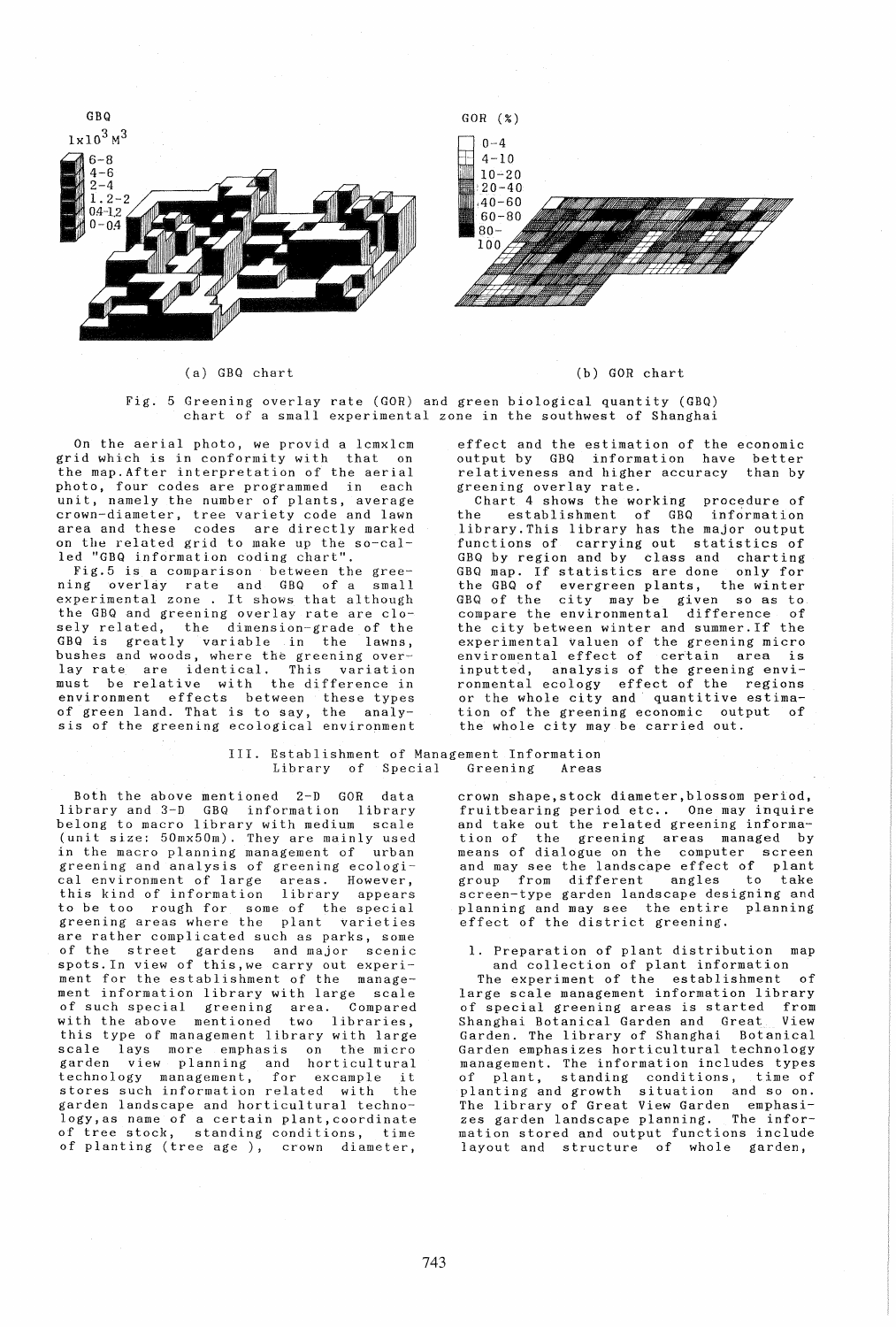GBQ

$1\times10^3 M^3$

6-8
4-6
2-4
1.2-2
04-1.2
0-04

GOR (%)

0-4
4-10
10-20
20-40
40-60
60-80
80-
100

(a) GBQ chart

(b) GOR chart

Fig. 5 Greening overlay rate (GOR) and green biological quantity (GBQ) chart of a small experimental zone in the southwest of Shanghai

On the aerial photo, we provid a 1cmx1cm grid which is in conformity with that on the map. After interpretation of the aerial photo, four codes are programmed in each unit, namely the number of plants, average crown-diameter, tree variety code and lawn area and these codes are directly marked on the related grid to make up the so-called "GBQ information coding chart".

Fig.5 is a comparison between the greening overlay rate and GBQ of a small experimental zone. It shows that although the GBQ and greening overlay rate are closely related, the dimension-grade of the GBQ is greatly variable in the lawns, bushes and woods, where the greening overlay rate are identical. This variation must be relative with the difference in environment effects between these types of green land. That is to say, the analysis of the greening ecological environment effect and the estimation of the economic output by GBQ information have better relativeness and higher accuracy than by greening overlay rate.

Chart 4 shows the working procedure of the establishment of GBQ information library. This library has the major output functions of carrying out statistics of GBQ by region and by class and charting GBQ map. If statistics are done only for the GBQ of evergreen plants, the winter GBQ of the city may be given so as to compare the environmental difference of the city between winter and summer. If the experimental valuen of the greening micro enviromental effect of certain area is inputted, analysis of the greening environmental ecology effect of the regions or the whole city and quantitive estimation of the greening economic output of the whole city may be carried out.

## III. Establishment of Management Information Library of Special Greening Areas

Both the above mentioned 2-D GOR data library and 3-D GBQ information library belong to macro library with medium scale (unit size: 50mx50m). They are mainly used in the macro planning management of urban greening and analysis of greening ecological environment of large areas. However, this kind of information library appears to be too rough for some of the special greening areas where the plant varieties are rather complicated such as parks, some of the street gardens and major scenic spots. In view of this, we carry out experiment for the establishment of the management information library with large scale of such special greening area. Compared with the above mentioned two libraries, this type of management library with large scale lays more emphasis on the micro garden view planning and horticultural technology management, for excample it stores such information related with the garden landscape and horticultural technology, as name of a certain plant, coordinate of tree stock, standing conditions, time of planting (tree age), crown diameter, crown shape, stock diameter, blossom period, fruitbearing period etc.. One may inquire and take out the related greening information of the greening areas managed by means of dialogue on the computer screen and may see the landscape effect of plant group from different angles to take screen-type garden landscape designing and planning and may see the entire planning effect of the district greening.

### 1. Preparation of plant distribution map and collection of plant information

The experiment of the establishment of large scale management information library of special greening areas is started from Shanghai Botanical Garden and Great View Garden. The library of Shanghai Botanical Garden emphasizes horticultural technology management. The information includes types of plant, standing conditions, time of planting and growth situation and so on. The library of Great View Garden emphasizes garden landscape planning. The information stored and output functions include layout and structure of whole garden,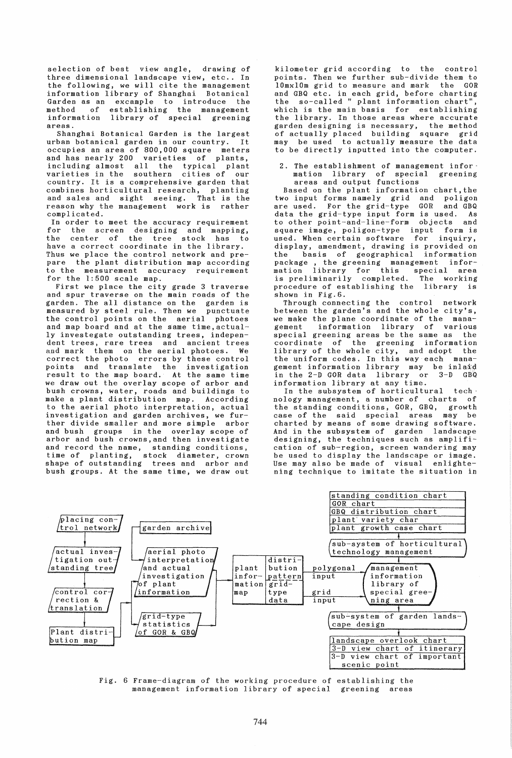selection of best view angle, drawing of three dimensional landscape view, etc.. In the following, we will cite the management information library of Shanghai Botanical Garden as an excample to introduce the method of establishing the management information library of special greening areas.

Shanghai Botanical Garden is the largest urban botanical garden in our country. It occupies an area of 800,000 square meters and has nearly 200 varieties of plants, including almost all the typical plant varieties in the southern cities of our country. It is a comprehensive garden that combines horticultural research, planting and sales and sight seeing. That is the reason why the management work is rather complicated.

In order to meet the accuracy requirement for the screen designing and mapping, the center of the tree stock has to have a correct coordinate in the library. Thus we place the control network and prepare the plant distribution map according to the measurement accuracy requirement for the 1:500 scale map.

First we place the city grade 3 traverse and spur traverse on the main roads of the garden. The all distance on the garden is measured by steel rule. Then we punctuate the control points on the aerial photoes and map board and at the same time, actually investegate outstanding trees, independent trees, rare trees and ancient trees and mark them on the aerial photoes. We correct the photo errors by these control points and translate the investigation result to the map board. At the same time we draw out the overlay scope of arbor and bush crowns, water, roads and buildings to make a plant distribution map. According to the aerial photo interpretation, actual investigation and garden archives, we further divide smaller and more simple arbor and bush groups in the overlay scope of arbor and bush crowns, and then investigate and record the name, standing conditions, time of planting, stock diameter, crown shape of outstanding trees and arbor and bush groups. At the same time, we draw out kilometer grid according to the control points. Then we further sub-divide them to 10mx10m grid to measure and mark the GOR and GBQ etc. in each grid, before charting the so-called " plant information chart", which is the main basis for establishing the library. In those areas where accurate garden designing is necessary, the method of actually placed building square grid may be used to actually measure the data to be directly inputted into the computer.

2. The establishment of management information library of special greening areas and output functions

Based on the plant information chart, the two input forms namely grid and poligon are used. For the grid-type GOR and GBQ data the grid-type input form is used. As to other point-and-line-form objects and square image, poligon-type input form is used. When certain software for inquiry, display, amendment, drawing is provided on the basis of geographical information package , the greening management information library for this special area is preliminarily completed. The working procedure of establishing the library is shown in Fig.6.

Through connecting the control network between the garden's and the whole city's, we make the plane coordinate of the management information library of various special greening areas be the same as the coordinate of the greening information library of the whole city, and adopt the the uniform codes. In this way each management information library may be inlaid in the 2-D GOR data library or 3-D GBQ information library at any time.

In the subsystem of horticultural technology management, a number of charts of the standing conditions, GOR, GBQ, growth case of the said special areas may be charted by means of some drawing software. And in the subsystem of garden landscape designing, the techniques such as amplification of sub-region, screen wandering may be used to display the landscape or image. Use may also be made of visual enlightening technique to imitate the situation in

```
placing control network -> actual investigation outstanding tree -> control correction & translation -> Plant distribution map
garden archive -> aerial photo interpretation and actual investigation of plant information
Plant distribution map -> grid-type statistics of GOR & GBQ
-> plant information map | distribution pattern -> polygonal input
                         | grid-type data        -> grid input
-> management information library of special greening area
   ^ sub-system of horticultural technology management
       <- standing condition chart / GOR chart / GBQ distribution chart / plant variety char / plant growth case chart
   v sub-system of garden landscape design
       -> landscape overlook chart / 3-D view chart of itinerary / 3-D view chart of important scenic point
```

Fig. 6 Frame-diagram of the working procedure of establishing the management information library of special greening areas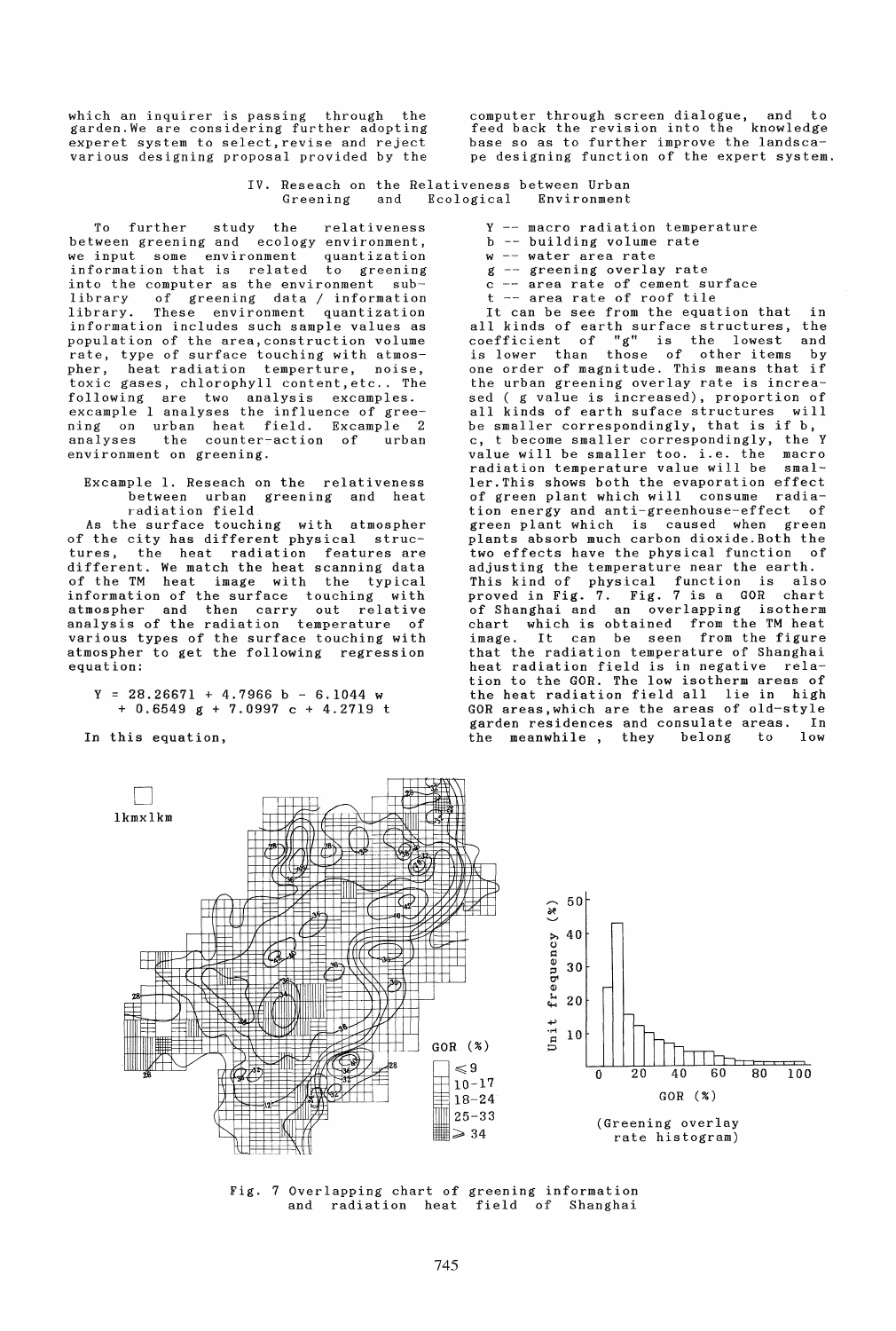which an inquirer is passing through the garden. We are considering further adopting experet system to select, revise and reject various designing proposal provided by the computer through screen dialogue, and to feed back the revision into the knowledge base so as to further improve the landscape designing function of the expert system.

## IV. Reseach on the Relativeness between Urban Greening and Ecological Environment

To further study the relativeness between greening and ecology environment, we input some environment quantization information that is related to greening into the computer as the environment sub-library of greening data / information library. These environment quantization information includes such sample values as population of the area, construction volume rate, type of surface touching with atmospher, heat radiation temperture, noise, toxic gases, chlorophyll content, etc.. The following are two analysis excamples. excample 1 analyses the influence of greening on urban heat field. Excample 2 analyses the counter-action of urban environment on greening.

### Excample 1. Reseach on the relativeness between urban greening and heat radiation field

As the surface touching with atmospher of the city has different physical structures, the heat radiation features are different. We match the heat scanning data of the TM heat image with the typical information of the surface touching with atmospher and then carry out relative analysis of the radiation temperature of various types of the surface touching with atmospher to get the following regression equation:

$$Y = 28.2671 + 4.7966\, b - 6.1044\, w + 0.6549\, g + 7.0997\, c + 4.2719\, t$$

In this equation,

$Y$ -- macro radiation temperature
$b$ -- building volume rate
$w$ -- water area rate
$g$ -- greening overlay rate
$c$ -- area rate of cement surface
$t$ -- area rate of roof tile

It can be see from the equation that in all kinds of earth surface structures, the coefficient of "g" is the lowest and is lower than those of other items by one order of magnitude. This means that if the urban greening overlay rate is increased ( g value is increased), proportion of all kinds of earth suface structures will be smaller correspondingly, that is if b, c, t become smaller correspondingly, the Y value will be smaller too. i.e. the macro radiation temperature value will be smaller. This shows both the evaporation effect of green plant which will consume radiation energy and anti-greenhouse-effect of green plant which is caused when green plants absorb much carbon dioxide. Both the two effects have the physical function of adjusting the temperature near the earth. This kind of physical function is also proved in Fig. 7. Fig. 7 is a GOR chart of Shanghai and an overlapping isotherm chart which is obtained from the TM heat image. It can be seen from the figure that the radiation temperature of Shanghai heat radiation field is in negative relation to the GOR. The low isotherm areas of the heat radiation field all lie in high GOR areas, which are the areas of old-style garden residences and consulate areas. In the meanwhile, they belong to low

Fig. 7 Overlapping chart of greening information and radiation heat field of Shanghai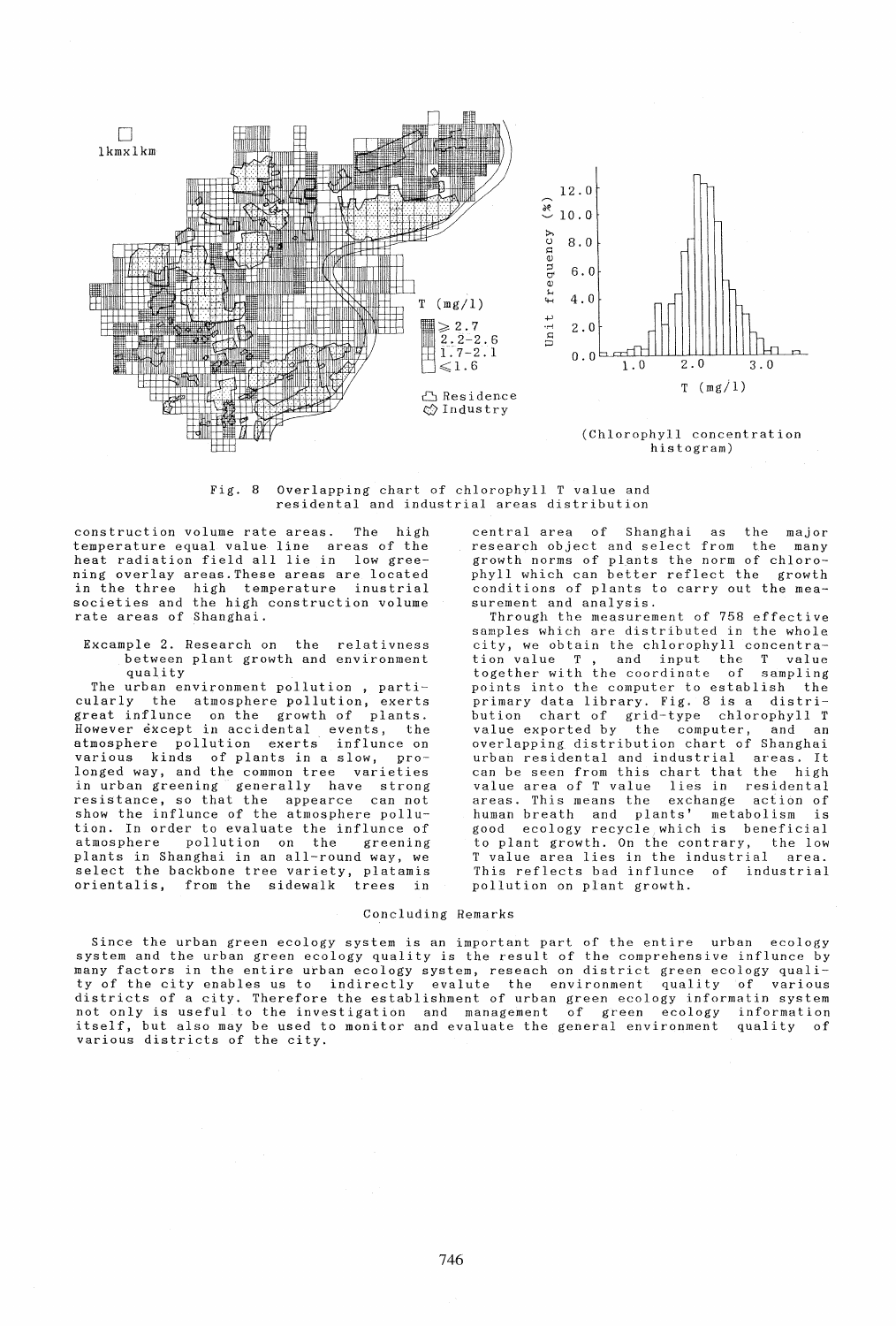1kmx1km

T (mg/l)
≥ 2.7
2.2-2.6
1.7-2.1
≤1.6

Residence
Industry

Unit frequency (%)
12.0
10.0
8.0
6.0
4.0
2.0
0.0
1.0
2.0
3.0
T (mg/l)

(Chlorophyll concentration histogram)

Fig. 8 Overlapping chart of chlorophyll T value and residental and industrial areas distribution

construction volume rate areas. The high temperature equal value line areas of the heat radiation field all lie in low greening overlay areas. These areas are located in the three high temperature inustrial societies and the high construction volume rate areas of Shanghai.

Excample 2. Research on the relativness between plant growth and environment quality

The urban environment pollution, particularly the atmosphere pollution, exerts great influnce on the growth of plants. However except in accidental events, the atmosphere pollution exerts influnce on various kinds of plants in a slow, prolonged way, and the common tree varieties in urban greening generally have strong resistance, so that the appearce can not show the influnce of the atmosphere pollution. In order to evaluate the influnce of atmosphere pollution on the greening plants in Shanghai in an all-round way, we select the backbone tree variety, platamis orientalis, from the sidewalk trees in central area of Shanghai as the major research object and select from the many growth norms of plants the norm of chlorophyll which can better reflect the growth conditions of plants to carry out the measurement and analysis.

Through the measurement of 758 effective samples which are distributed in the whole city, we obtain the chlorophyll concentration value T, and input the T value together with the coordinate of sampling points into the computer to establish the primary data library. Fig. 8 is a distribution chart of grid-type chlorophyll T value exported by the computer, and an overlapping distribution chart of Shanghai urban residental and industrial areas. It can be seen from this chart that the high value area of T value lies in residental areas. This means the exchange action of human breath and plants' metabolism is good ecology recycle which is beneficial to plant growth. On the contrary, the low T value area lies in the industrial area. This reflects bad influnce of industrial pollution on plant growth.

## Concluding Remarks

Since the urban green ecology system is an important part of the entire urban ecology system and the urban green ecology quality is the result of the comprehensive influnce by many factors in the entire urban ecology system, reseach on district green ecology quality of the city enables us to indirectly evalute the environment quality of various districts of a city. Therefore the establishment of urban green ecology informatin system not only is useful to the investigation and management of green ecology information itself, but also may be used to monitor and evaluate the general environment quality of various districts of the city.